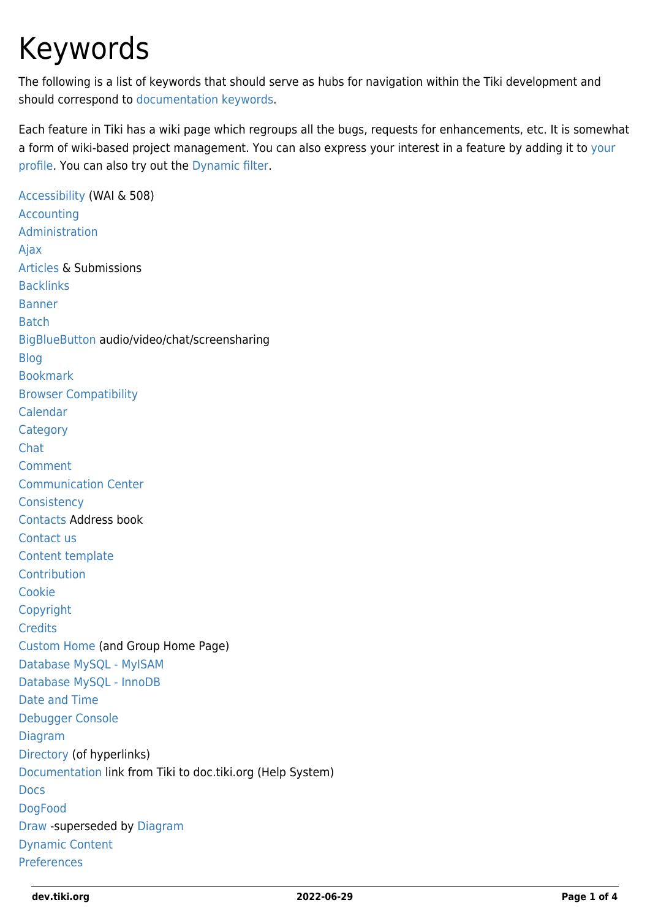# Keywords

The following is a list of keywords that should serve as hubs for navigation within the Tiki development and should correspond to documentation keywords.

Each feature in Tiki has a wiki page which regroups all the bugs, requests for enhancements, etc. It is somewhat a form of wiki-based project management. You can also express your interest in a feature by adding it to your profile. You can also try out the Dynamic filter.

Accessibility (WAI & 508)
Accounting
Administration
Ajax
Articles & Submissions
Backlinks
Banner
Batch
BigBlueButton audio/video/chat/screensharing
Blog
Bookmark
Browser Compatibility
Calendar
Category
Chat
Comment
Communication Center
Consistency
Contacts Address book
Contact us
Content template
Contribution
Cookie
Copyright
Credits
Custom Home (and Group Home Page)
Database MySQL - MyISAM
Database MySQL - InnoDB
Date and Time
Debugger Console
Diagram
Directory (of hyperlinks)
Documentation link from Tiki to doc.tiki.org (Help System)
Docs
DogFood
Draw -superseded by Diagram
Dynamic Content
Preferences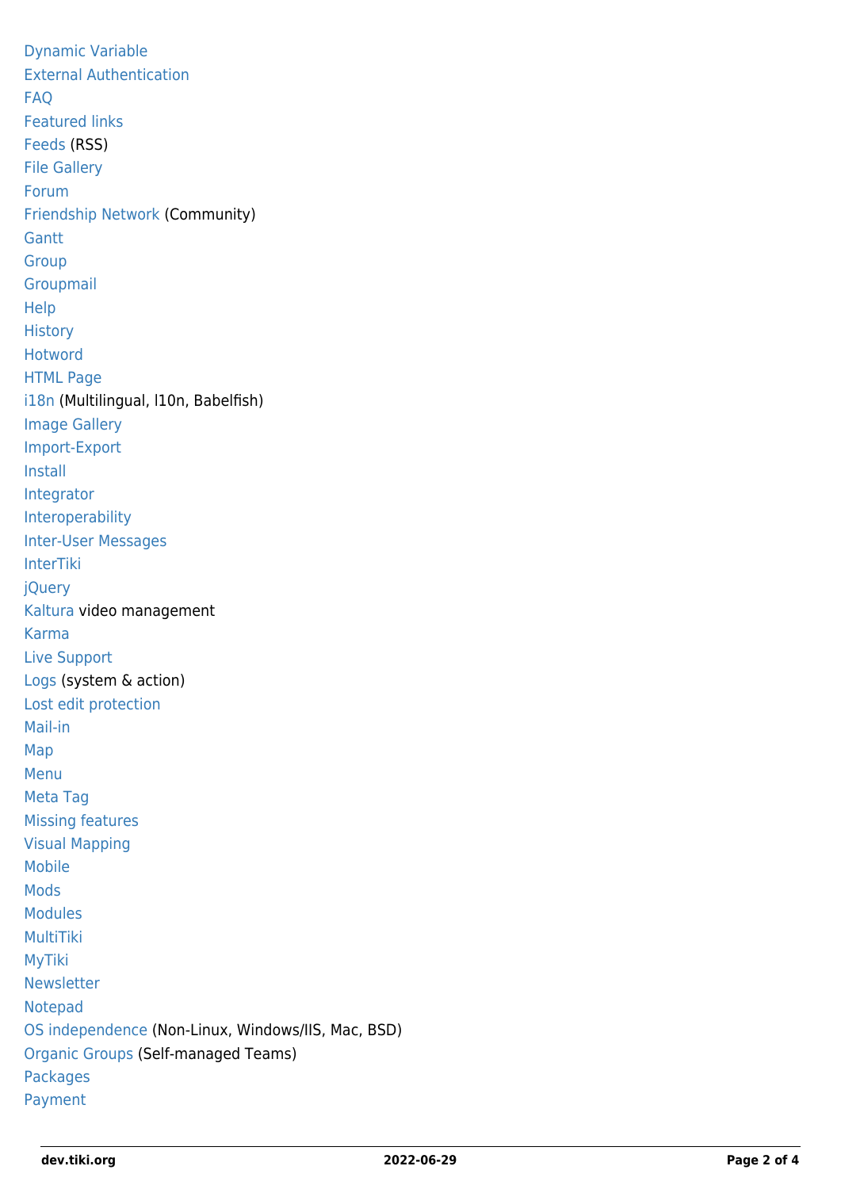Dynamic Variable
External Authentication
FAQ
Featured links
Feeds (RSS)
File Gallery
Forum
Friendship Network (Community)
Gantt
Group
Groupmail
Help
History
Hotword
HTML Page
i18n (Multilingual, l10n, Babelfish)
Image Gallery
Import-Export
Install
Integrator
Interoperability
Inter-User Messages
InterTiki
jQuery
Kaltura video management
Karma
Live Support
Logs (system & action)
Lost edit protection
Mail-in
Map
Menu
Meta Tag
Missing features
Visual Mapping
Mobile
Mods
Modules
MultiTiki
MyTiki
Newsletter
Notepad
OS independence (Non-Linux, Windows/IIS, Mac, BSD)
Organic Groups (Self-managed Teams)
Packages
Payment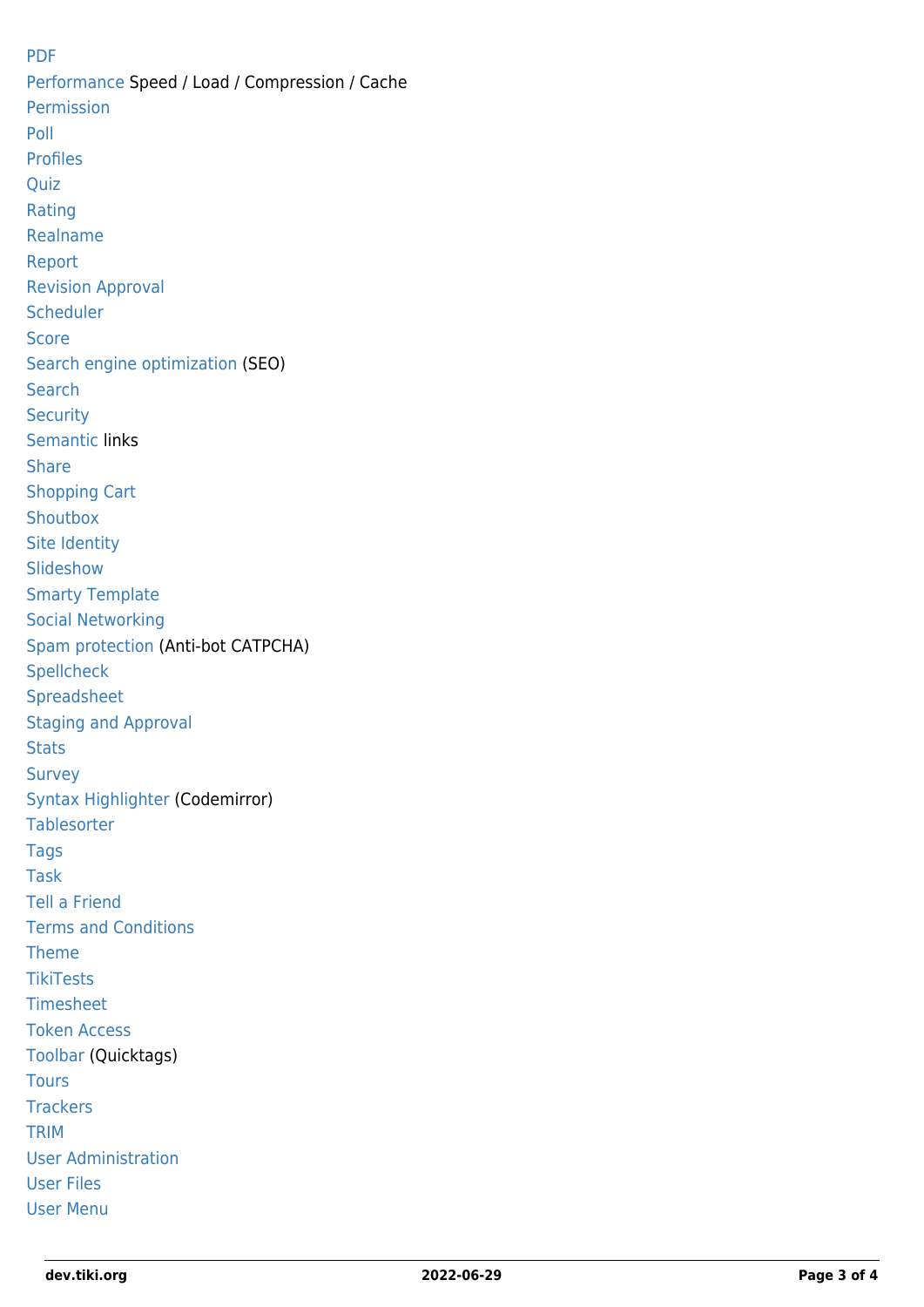PDF
Performance Speed / Load / Compression / Cache
Permission
Poll
Profiles
Quiz
Rating
Realname
Report
Revision Approval
Scheduler
Score
Search engine optimization (SEO)
Search
Security
Semantic links
Share
Shopping Cart
Shoutbox
Site Identity
Slideshow
Smarty Template
Social Networking
Spam protection (Anti-bot CATPCHA)
Spellcheck
Spreadsheet
Staging and Approval
Stats
Survey
Syntax Highlighter (Codemirror)
Tablesorter
Tags
Task
Tell a Friend
Terms and Conditions
Theme
TikiTests
Timesheet
Token Access
Toolbar (Quicktags)
Tours
Trackers
TRIM
User Administration
User Files
User Menu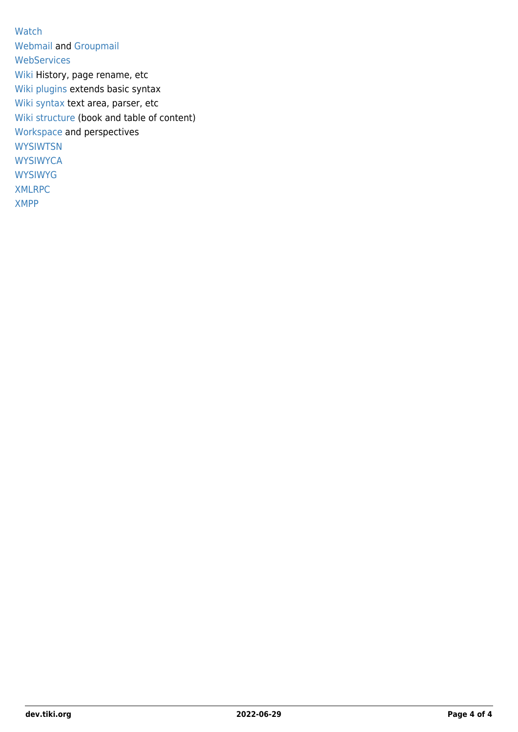Watch
Webmail and Groupmail
WebServices
Wiki History, page rename, etc
Wiki plugins extends basic syntax
Wiki syntax text area, parser, etc
Wiki structure (book and table of content)
Workspace and perspectives
WYSIWTSN
WYSIWYCA
WYSIWYG
XMLRPC
XMPP